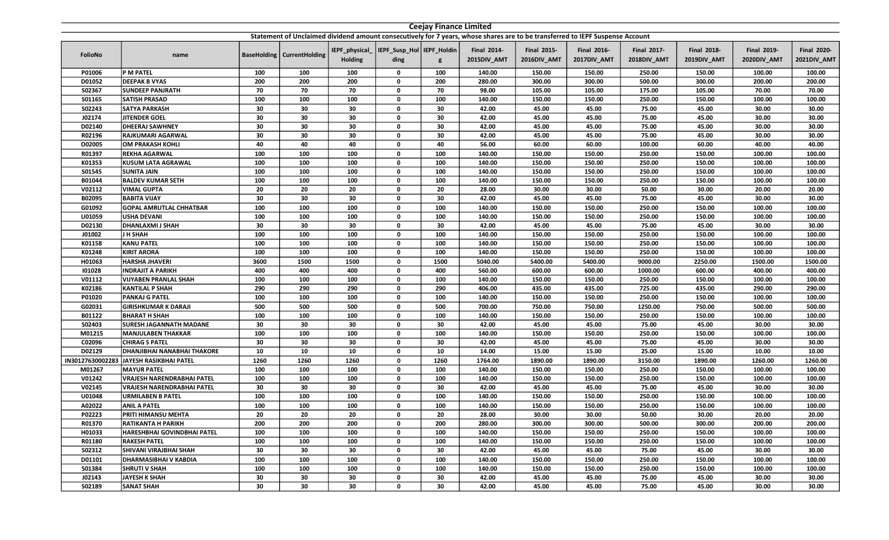# Ceejay Finance Limited

## Statement of Unclaimed dividend amount consecutively for 7 years, whose shares are to be transferred to IEPF Suspense Account

| FolioNo | name | BaseHolding | CurrentHolding | IEPF_physical_Holding | IEPF_Susp_Holding | IEPF_Holding | Final 2014-2015DIV_AMT | Final 2015-2016DIV_AMT | Final 2016-2017DIV_AMT | Final 2017-2018DIV_AMT | Final 2018-2019DIV_AMT | Final 2019-2020DIV_AMT | Final 2020-2021DIV_AMT |
|---|---|---|---|---|---|---|---|---|---|---|---|---|---|
| P01006 | P M PATEL | 100 | 100 | 100 | 0 | 100 | 140.00 | 150.00 | 150.00 | 250.00 | 150.00 | 100.00 | 100.00 |
| D01052 | DEEPAK B VYAS | 200 | 200 | 200 | 0 | 200 | 280.00 | 300.00 | 300.00 | 500.00 | 300.00 | 200.00 | 200.00 |
| S02367 | SUNDEEP PANJRATH | 70 | 70 | 70 | 0 | 70 | 98.00 | 105.00 | 105.00 | 175.00 | 105.00 | 70.00 | 70.00 |
| S01165 | SATISH PRASAD | 100 | 100 | 100 | 0 | 100 | 140.00 | 150.00 | 150.00 | 250.00 | 150.00 | 100.00 | 100.00 |
| S02243 | SATYA PARKASH | 30 | 30 | 30 | 0 | 30 | 42.00 | 45.00 | 45.00 | 75.00 | 45.00 | 30.00 | 30.00 |
| J02174 | JITENDER GOEL | 30 | 30 | 30 | 0 | 30 | 42.00 | 45.00 | 45.00 | 75.00 | 45.00 | 30.00 | 30.00 |
| D02140 | DHEERAJ SAWHNEY | 30 | 30 | 30 | 0 | 30 | 42.00 | 45.00 | 45.00 | 75.00 | 45.00 | 30.00 | 30.00 |
| R02196 | RAJKUMARI AGARWAL | 30 | 30 | 30 | 0 | 30 | 42.00 | 45.00 | 45.00 | 75.00 | 45.00 | 30.00 | 30.00 |
| O02005 | OM PRAKASH KOHLI | 40 | 40 | 40 | 0 | 40 | 56.00 | 60.00 | 60.00 | 100.00 | 60.00 | 40.00 | 40.00 |
| R01397 | REKHA AGARWAL | 100 | 100 | 100 | 0 | 100 | 140.00 | 150.00 | 150.00 | 250.00 | 150.00 | 100.00 | 100.00 |
| K01353 | KUSUM LATA AGRAWAL | 100 | 100 | 100 | 0 | 100 | 140.00 | 150.00 | 150.00 | 250.00 | 150.00 | 100.00 | 100.00 |
| S01545 | SUNITA JAIN | 100 | 100 | 100 | 0 | 100 | 140.00 | 150.00 | 150.00 | 250.00 | 150.00 | 100.00 | 100.00 |
| B01044 | BALDEV KUMAR SETH | 100 | 100 | 100 | 0 | 100 | 140.00 | 150.00 | 150.00 | 250.00 | 150.00 | 100.00 | 100.00 |
| V02112 | VIMAL GUPTA | 20 | 20 | 20 | 0 | 20 | 28.00 | 30.00 | 30.00 | 50.00 | 30.00 | 20.00 | 20.00 |
| B02095 | BABITA VIJAY | 30 | 30 | 30 | 0 | 30 | 42.00 | 45.00 | 45.00 | 75.00 | 45.00 | 30.00 | 30.00 |
| G01092 | GOPAL AMRUTLAL CHHATBAR | 100 | 100 | 100 | 0 | 100 | 140.00 | 150.00 | 150.00 | 250.00 | 150.00 | 100.00 | 100.00 |
| U01059 | USHA DEVANI | 100 | 100 | 100 | 0 | 100 | 140.00 | 150.00 | 150.00 | 250.00 | 150.00 | 100.00 | 100.00 |
| D02130 | DHANLAXMI J SHAH | 30 | 30 | 30 | 0 | 30 | 42.00 | 45.00 | 45.00 | 75.00 | 45.00 | 30.00 | 30.00 |
| J01002 | J H SHAH | 100 | 100 | 100 | 0 | 100 | 140.00 | 150.00 | 150.00 | 250.00 | 150.00 | 100.00 | 100.00 |
| K01158 | KANU PATEL | 100 | 100 | 100 | 0 | 100 | 140.00 | 150.00 | 150.00 | 250.00 | 150.00 | 100.00 | 100.00 |
| K01248 | KIRIT ARORA | 100 | 100 | 100 | 0 | 100 | 140.00 | 150.00 | 150.00 | 250.00 | 150.00 | 100.00 | 100.00 |
| H01063 | HARSHA JHAVERI | 3600 | 1500 | 1500 | 0 | 1500 | 5040.00 | 5400.00 | 5400.00 | 9000.00 | 2250.00 | 1500.00 | 1500.00 |
| I01028 | INDRAJIT A PARIKH | 400 | 400 | 400 | 0 | 400 | 560.00 | 600.00 | 600.00 | 1000.00 | 600.00 | 400.00 | 400.00 |
| V01112 | VIJYABEN PRANLAL SHAH | 100 | 100 | 100 | 0 | 100 | 140.00 | 150.00 | 150.00 | 250.00 | 150.00 | 100.00 | 100.00 |
| K02186 | KANTILAL P SHAH | 290 | 290 | 290 | 0 | 290 | 406.00 | 435.00 | 435.00 | 725.00 | 435.00 | 290.00 | 290.00 |
| P01020 | PANKAJ G PATEL | 100 | 100 | 100 | 0 | 100 | 140.00 | 150.00 | 150.00 | 250.00 | 150.00 | 100.00 | 100.00 |
| G02031 | GIRISHKUMAR K DARAJI | 500 | 500 | 500 | 0 | 500 | 700.00 | 750.00 | 750.00 | 1250.00 | 750.00 | 500.00 | 500.00 |
| B01122 | BHARAT H SHAH | 100 | 100 | 100 | 0 | 100 | 140.00 | 150.00 | 150.00 | 250.00 | 150.00 | 100.00 | 100.00 |
| S02403 | SURESH JAGANNATH MADANE | 30 | 30 | 30 | 0 | 30 | 42.00 | 45.00 | 45.00 | 75.00 | 45.00 | 30.00 | 30.00 |
| M01215 | MANJULABEN THAKKAR | 100 | 100 | 100 | 0 | 100 | 140.00 | 150.00 | 150.00 | 250.00 | 150.00 | 100.00 | 100.00 |
| C02096 | CHIRAG S PATEL | 30 | 30 | 30 | 0 | 30 | 42.00 | 45.00 | 45.00 | 75.00 | 45.00 | 30.00 | 30.00 |
| D02129 | DHANJIBHAI NANABHAI THAKORE | 10 | 10 | 10 | 0 | 10 | 14.00 | 15.00 | 15.00 | 25.00 | 15.00 | 10.00 | 10.00 |
| IN30127630002283 | JAYESH RASIKBHAI PATEL | 1260 | 1260 | 1260 | 0 | 1260 | 1764.00 | 1890.00 | 1890.00 | 3150.00 | 1890.00 | 1260.00 | 1260.00 |
| M01267 | MAYUR PATEL | 100 | 100 | 100 | 0 | 100 | 140.00 | 150.00 | 150.00 | 250.00 | 150.00 | 100.00 | 100.00 |
| V01242 | VRAJESH NARENDRABHAI PATEL | 100 | 100 | 100 | 0 | 100 | 140.00 | 150.00 | 150.00 | 250.00 | 150.00 | 100.00 | 100.00 |
| V02145 | VRAJESH NARENDRABHAI PATEL | 30 | 30 | 30 | 0 | 30 | 42.00 | 45.00 | 45.00 | 75.00 | 45.00 | 30.00 | 30.00 |
| U01048 | URMILABEN B PATEL | 100 | 100 | 100 | 0 | 100 | 140.00 | 150.00 | 150.00 | 250.00 | 150.00 | 100.00 | 100.00 |
| A02022 | ANIL A PATEL | 100 | 100 | 100 | 0 | 100 | 140.00 | 150.00 | 150.00 | 250.00 | 150.00 | 100.00 | 100.00 |
| P02223 | PRITI HIMANSU MEHTA | 20 | 20 | 20 | 0 | 20 | 28.00 | 30.00 | 30.00 | 50.00 | 30.00 | 20.00 | 20.00 |
| R01370 | RATIKANTA H PARIKH | 200 | 200 | 200 | 0 | 200 | 280.00 | 300.00 | 300.00 | 500.00 | 300.00 | 200.00 | 200.00 |
| H01033 | HARESHBHAI GOVINDBHAI PATEL | 100 | 100 | 100 | 0 | 100 | 140.00 | 150.00 | 150.00 | 250.00 | 150.00 | 100.00 | 100.00 |
| R01180 | RAKESH PATEL | 100 | 100 | 100 | 0 | 100 | 140.00 | 150.00 | 150.00 | 250.00 | 150.00 | 100.00 | 100.00 |
| S02312 | SHIVANI VIRAJBHAI SHAH | 30 | 30 | 30 | 0 | 30 | 42.00 | 45.00 | 45.00 | 75.00 | 45.00 | 30.00 | 30.00 |
| D01101 | DHARMASIBHAI V KABDIA | 100 | 100 | 100 | 0 | 100 | 140.00 | 150.00 | 150.00 | 250.00 | 150.00 | 100.00 | 100.00 |
| S01384 | SHRUTI V SHAH | 100 | 100 | 100 | 0 | 100 | 140.00 | 150.00 | 150.00 | 250.00 | 150.00 | 100.00 | 100.00 |
| J02143 | JAYESH K SHAH | 30 | 30 | 30 | 0 | 30 | 42.00 | 45.00 | 45.00 | 75.00 | 45.00 | 30.00 | 30.00 |
| S02189 | SANAT SHAH | 30 | 30 | 30 | 0 | 30 | 42.00 | 45.00 | 45.00 | 75.00 | 45.00 | 30.00 | 30.00 |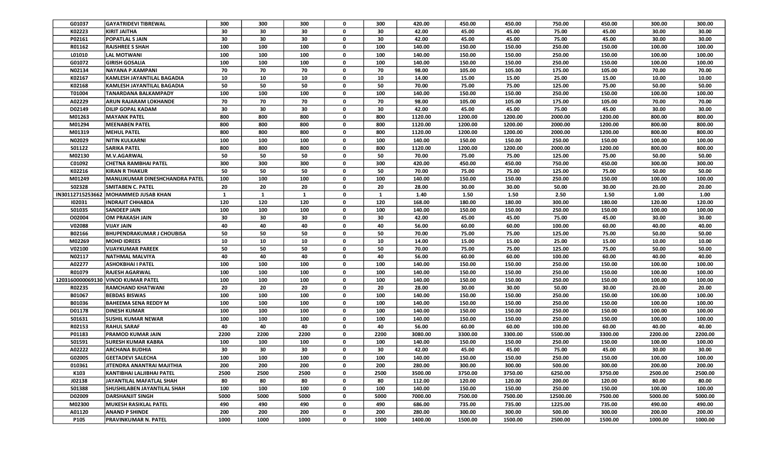| | | | | | | | | | | | | | |
|---|---|---|---|---|---|---|---|---|---|---|---|---|---|
| G01037 | GAYATRIDEVI TIBREWAL | 300 | 300 | 300 | 0 | 300 | 420.00 | 450.00 | 450.00 | 750.00 | 450.00 | 300.00 | 300.00 |
| K02223 | KIRIT JAITHA | 30 | 30 | 30 | 0 | 30 | 42.00 | 45.00 | 45.00 | 75.00 | 45.00 | 30.00 | 30.00 |
| P02161 | POPATLAL S JAIN | 30 | 30 | 30 | 0 | 30 | 42.00 | 45.00 | 45.00 | 75.00 | 45.00 | 30.00 | 30.00 |
| R01162 | RAJSHREE S SHAH | 100 | 100 | 100 | 0 | 100 | 140.00 | 150.00 | 150.00 | 250.00 | 150.00 | 100.00 | 100.00 |
| L01010 | LAL MOTWANI | 100 | 100 | 100 | 0 | 100 | 140.00 | 150.00 | 150.00 | 250.00 | 150.00 | 100.00 | 100.00 |
| G01072 | GIRISH GOSALIA | 100 | 100 | 100 | 0 | 100 | 140.00 | 150.00 | 150.00 | 250.00 | 150.00 | 100.00 | 100.00 |
| N02134 | NAYANA P.KAMPANI | 70 | 70 | 70 | 0 | 70 | 98.00 | 105.00 | 105.00 | 175.00 | 105.00 | 70.00 | 70.00 |
| K02167 | KAMLESH JAYANTILAL BAGADIA | 10 | 10 | 10 | 0 | 10 | 14.00 | 15.00 | 15.00 | 25.00 | 15.00 | 10.00 | 10.00 |
| K02168 | KAMLESH JAYANTILAL BAGADIA | 50 | 50 | 50 | 0 | 50 | 70.00 | 75.00 | 75.00 | 125.00 | 75.00 | 50.00 | 50.00 |
| T01004 | TANARDANA BALKAMPADY | 100 | 100 | 100 | 0 | 100 | 140.00 | 150.00 | 150.00 | 250.00 | 150.00 | 100.00 | 100.00 |
| A02229 | ARUN RAJARAM LOKHANDE | 70 | 70 | 70 | 0 | 70 | 98.00 | 105.00 | 105.00 | 175.00 | 105.00 | 70.00 | 70.00 |
| D02149 | DILIP GOPAL KADAM | 30 | 30 | 30 | 0 | 30 | 42.00 | 45.00 | 45.00 | 75.00 | 45.00 | 30.00 | 30.00 |
| M01263 | MAYANK PATEL | 800 | 800 | 800 | 0 | 800 | 1120.00 | 1200.00 | 1200.00 | 2000.00 | 1200.00 | 800.00 | 800.00 |
| M01294 | MEENABEN PATEL | 800 | 800 | 800 | 0 | 800 | 1120.00 | 1200.00 | 1200.00 | 2000.00 | 1200.00 | 800.00 | 800.00 |
| M01319 | MEHUL PATEL | 800 | 800 | 800 | 0 | 800 | 1120.00 | 1200.00 | 1200.00 | 2000.00 | 1200.00 | 800.00 | 800.00 |
| N02029 | NITIN KULKARNI | 100 | 100 | 100 | 0 | 100 | 140.00 | 150.00 | 150.00 | 250.00 | 150.00 | 100.00 | 100.00 |
| S01122 | SARIKA PATEL | 800 | 800 | 800 | 0 | 800 | 1120.00 | 1200.00 | 1200.00 | 2000.00 | 1200.00 | 800.00 | 800.00 |
| M02130 | M.V.AGARWAL | 50 | 50 | 50 | 0 | 50 | 70.00 | 75.00 | 75.00 | 125.00 | 75.00 | 50.00 | 50.00 |
| C01092 | CHETNA RAMBHAI PATEL | 300 | 300 | 300 | 0 | 300 | 420.00 | 450.00 | 450.00 | 750.00 | 450.00 | 300.00 | 300.00 |
| K02216 | KIRAN R THAKUR | 50 | 50 | 50 | 0 | 50 | 70.00 | 75.00 | 75.00 | 125.00 | 75.00 | 50.00 | 50.00 |
| M01249 | MANUJKUMAR DINESHCHANDRA PATEL | 100 | 100 | 100 | 0 | 100 | 140.00 | 150.00 | 150.00 | 250.00 | 150.00 | 100.00 | 100.00 |
| S02328 | SMITABEN C. PATEL | 20 | 20 | 20 | 0 | 20 | 28.00 | 30.00 | 30.00 | 50.00 | 30.00 | 20.00 | 20.00 |
| IN30112715253662 | MOHAMMED JUSAB KHAN | 1 | 1 | 1 | 0 | 1 | 1.40 | 1.50 | 1.50 | 2.50 | 1.50 | 1.00 | 1.00 |
| I02031 | INDRAJIT CHHABDA | 120 | 120 | 120 | 0 | 120 | 168.00 | 180.00 | 180.00 | 300.00 | 180.00 | 120.00 | 120.00 |
| S01035 | SANDEEP JAIN | 100 | 100 | 100 | 0 | 100 | 140.00 | 150.00 | 150.00 | 250.00 | 150.00 | 100.00 | 100.00 |
| O02004 | OM PRAKASH JAIN | 30 | 30 | 30 | 0 | 30 | 42.00 | 45.00 | 45.00 | 75.00 | 45.00 | 30.00 | 30.00 |
| V02088 | VIJAY JAIN | 40 | 40 | 40 | 0 | 40 | 56.00 | 60.00 | 60.00 | 100.00 | 60.00 | 40.00 | 40.00 |
| B02166 | BHUPENDRAKUMAR J CHOUBISA | 50 | 50 | 50 | 0 | 50 | 70.00 | 75.00 | 75.00 | 125.00 | 75.00 | 50.00 | 50.00 |
| M02269 | MOHD IDREES | 10 | 10 | 10 | 0 | 10 | 14.00 | 15.00 | 15.00 | 25.00 | 15.00 | 10.00 | 10.00 |
| V02100 | VIJAYKUMAR PAREEK | 50 | 50 | 50 | 0 | 50 | 70.00 | 75.00 | 75.00 | 125.00 | 75.00 | 50.00 | 50.00 |
| N02117 | NATHMAL MALVIYA | 40 | 40 | 40 | 0 | 40 | 56.00 | 60.00 | 60.00 | 100.00 | 60.00 | 40.00 | 40.00 |
| A02277 | ASHOKBHAI I PATEL | 100 | 100 | 100 | 0 | 100 | 140.00 | 150.00 | 150.00 | 250.00 | 150.00 | 100.00 | 100.00 |
| R01079 | RAJESH AGARWAL | 100 | 100 | 100 | 0 | 100 | 140.00 | 150.00 | 150.00 | 250.00 | 150.00 | 100.00 | 100.00 |
| 1203160000069130 | VINOD KUMAR PATEL | 100 | 100 | 100 | 0 | 100 | 140.00 | 150.00 | 150.00 | 250.00 | 150.00 | 100.00 | 100.00 |
| R02235 | RAMCHAND KHATWANI | 20 | 20 | 20 | 0 | 20 | 28.00 | 30.00 | 30.00 | 50.00 | 30.00 | 20.00 | 20.00 |
| B01067 | BEBDAS BISWAS | 100 | 100 | 100 | 0 | 100 | 140.00 | 150.00 | 150.00 | 250.00 | 150.00 | 100.00 | 100.00 |
| B01036 | BAHEEMA SENA REDDY M | 100 | 100 | 100 | 0 | 100 | 140.00 | 150.00 | 150.00 | 250.00 | 150.00 | 100.00 | 100.00 |
| D01178 | DINESH KUMAR | 100 | 100 | 100 | 0 | 100 | 140.00 | 150.00 | 150.00 | 250.00 | 150.00 | 100.00 | 100.00 |
| S01631 | SUSHIL KUMAR NEWAR | 100 | 100 | 100 | 0 | 100 | 140.00 | 150.00 | 150.00 | 250.00 | 150.00 | 100.00 | 100.00 |
| R02153 | RAHUL SARAF | 40 | 40 | 40 | 0 | 40 | 56.00 | 60.00 | 60.00 | 100.00 | 60.00 | 40.00 | 40.00 |
| P01183 | PRAMOD KUMAR JAIN | 2200 | 2200 | 2200 | 0 | 2200 | 3080.00 | 3300.00 | 3300.00 | 5500.00 | 3300.00 | 2200.00 | 2200.00 |
| S01591 | SURESH KUMAR KABRA | 100 | 100 | 100 | 0 | 100 | 140.00 | 150.00 | 150.00 | 250.00 | 150.00 | 100.00 | 100.00 |
| A02222 | ARCHANA BUDHIA | 30 | 30 | 30 | 0 | 30 | 42.00 | 45.00 | 45.00 | 75.00 | 45.00 | 30.00 | 30.00 |
| G02005 | GEETADEVI SALECHA | 100 | 100 | 100 | 0 | 100 | 140.00 | 150.00 | 150.00 | 250.00 | 150.00 | 100.00 | 100.00 |
| 010361 | JITENDRA ANANTRAI MAJITHIA | 200 | 200 | 200 | 0 | 200 | 280.00 | 300.00 | 300.00 | 500.00 | 300.00 | 200.00 | 200.00 |
| K103 | KANTIBHAI LALJIBHAI PATEL | 2500 | 2500 | 2500 | 0 | 2500 | 3500.00 | 3750.00 | 3750.00 | 6250.00 | 3750.00 | 2500.00 | 2500.00 |
| J02138 | JAYANTILAL MAFATLAL SHAH | 80 | 80 | 80 | 0 | 80 | 112.00 | 120.00 | 120.00 | 200.00 | 120.00 | 80.00 | 80.00 |
| S01388 | SHUSHILABEN JAYANTILAL SHAH | 100 | 100 | 100 | 0 | 100 | 140.00 | 150.00 | 150.00 | 250.00 | 150.00 | 100.00 | 100.00 |
| D02009 | DARSHANJIT SINGH | 5000 | 5000 | 5000 | 0 | 5000 | 7000.00 | 7500.00 | 7500.00 | 12500.00 | 7500.00 | 5000.00 | 5000.00 |
| M02300 | MUKESH RASIKLAL PATEL | 490 | 490 | 490 | 0 | 490 | 686.00 | 735.00 | 735.00 | 1225.00 | 735.00 | 490.00 | 490.00 |
| A01120 | ANAND P SHINDE | 200 | 200 | 200 | 0 | 200 | 280.00 | 300.00 | 300.00 | 500.00 | 300.00 | 200.00 | 200.00 |
| P105 | PRAVINKUMAR N. PATEL | 1000 | 1000 | 1000 | 0 | 1000 | 1400.00 | 1500.00 | 1500.00 | 2500.00 | 1500.00 | 1000.00 | 1000.00 |